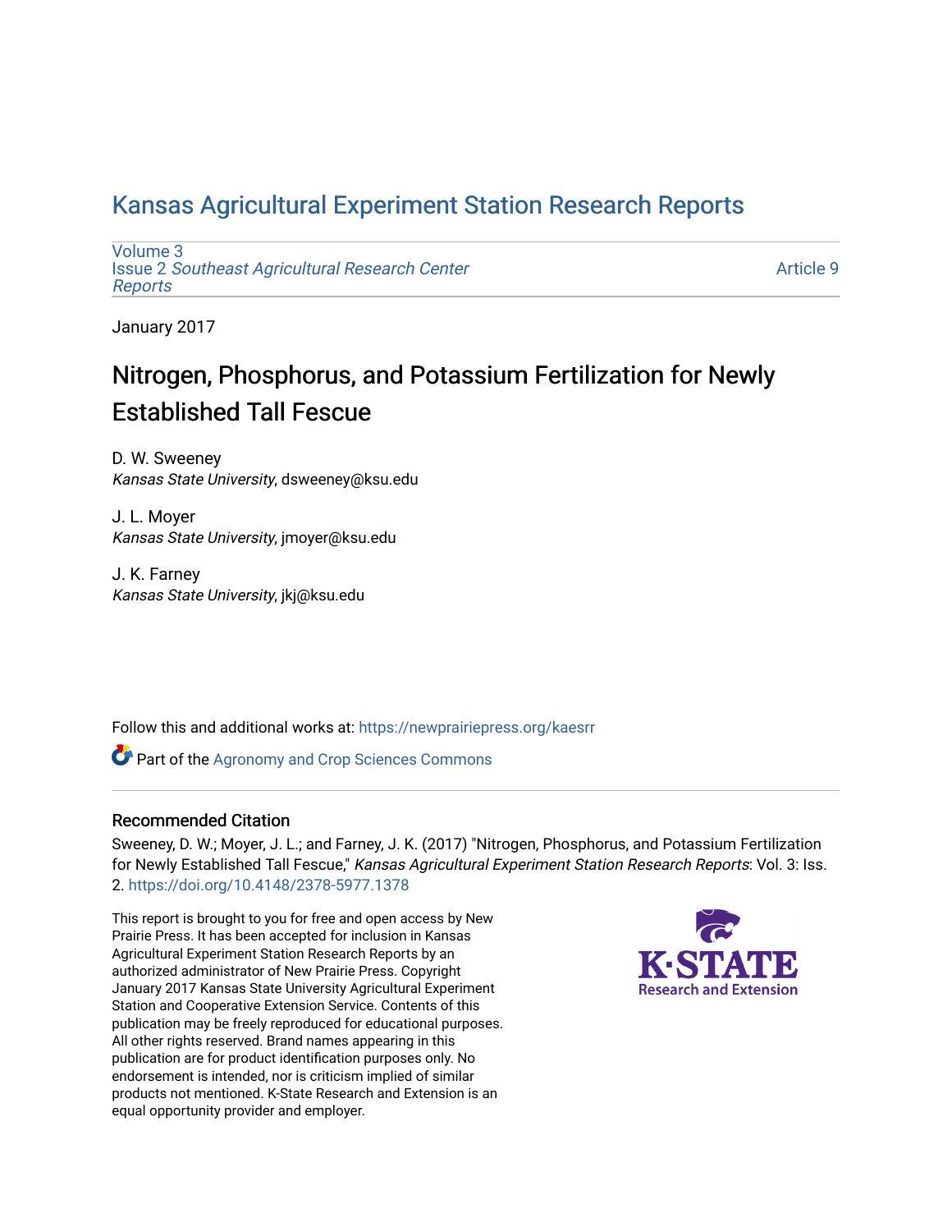# Kansas Agricultural Experiment Station Research Reports

Volume 3
Issue 2 *Southeast Agricultural Research Center Reports*

Article 9

January 2017

## Nitrogen, Phosphorus, and Potassium Fertilization for Newly Established Tall Fescue

D. W. Sweeney
*Kansas State University*, dsweeney@ksu.edu

J. L. Moyer
*Kansas State University*, jmoyer@ksu.edu

J. K. Farney
*Kansas State University*, jkj@ksu.edu

Follow this and additional works at: https://newprairiepress.org/kaesrr

Part of the Agronomy and Crop Sciences Commons

### Recommended Citation

Sweeney, D. W.; Moyer, J. L.; and Farney, J. K. (2017) "Nitrogen, Phosphorus, and Potassium Fertilization for Newly Established Tall Fescue," *Kansas Agricultural Experiment Station Research Reports*: Vol. 3: Iss. 2. https://doi.org/10.4148/2378-5977.1378

This report is brought to you for free and open access by New Prairie Press. It has been accepted for inclusion in Kansas Agricultural Experiment Station Research Reports by an authorized administrator of New Prairie Press. Copyright January 2017 Kansas State University Agricultural Experiment Station and Cooperative Extension Service. Contents of this publication may be freely reproduced for educational purposes. All other rights reserved. Brand names appearing in this publication are for product identification purposes only. No endorsement is intended, nor is criticism implied of similar products not mentioned. K-State Research and Extension is an equal opportunity provider and employer.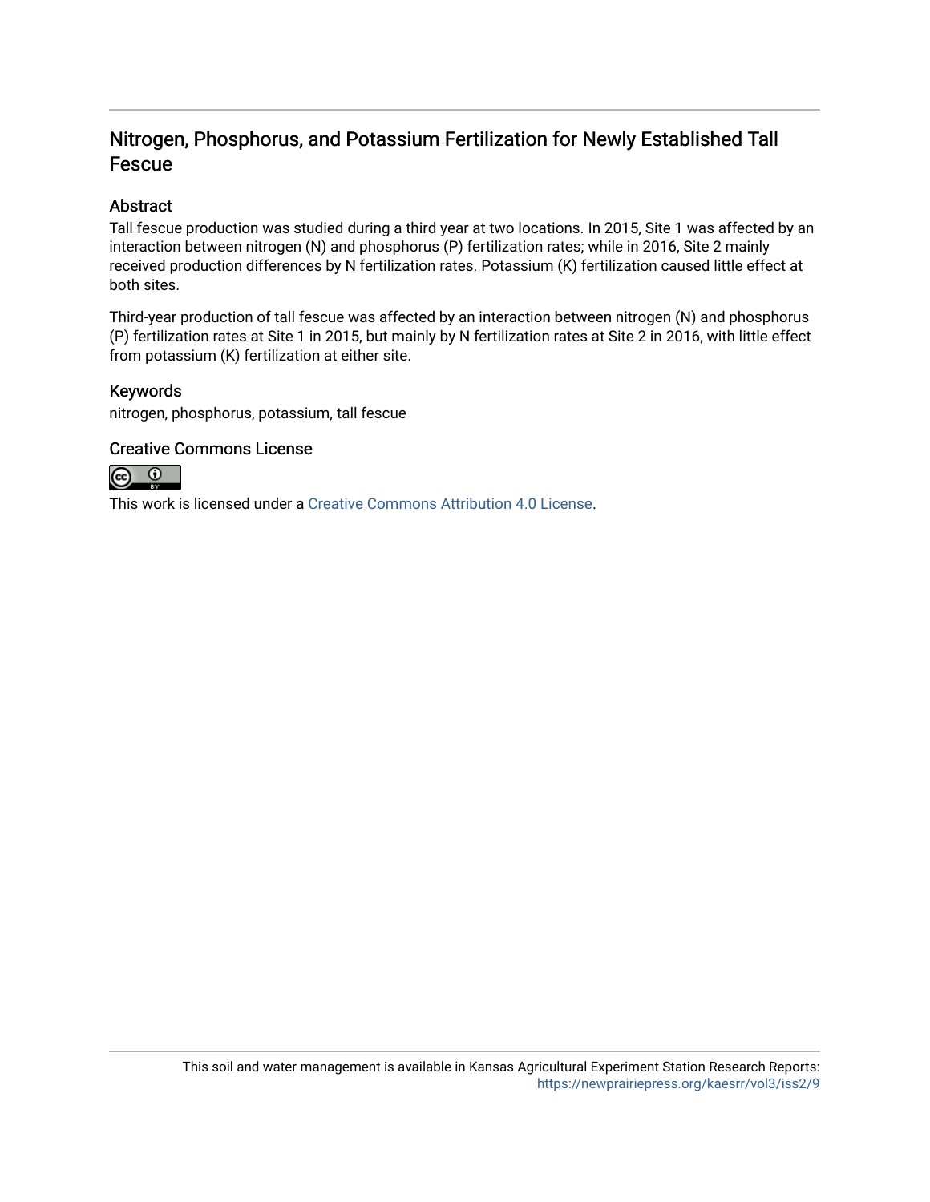# Nitrogen, Phosphorus, and Potassium Fertilization for Newly Established Tall Fescue

## Abstract

Tall fescue production was studied during a third year at two locations. In 2015, Site 1 was affected by an interaction between nitrogen (N) and phosphorus (P) fertilization rates; while in 2016, Site 2 mainly received production differences by N fertilization rates. Potassium (K) fertilization caused little effect at both sites.

Third-year production of tall fescue was affected by an interaction between nitrogen (N) and phosphorus (P) fertilization rates at Site 1 in 2015, but mainly by N fertilization rates at Site 2 in 2016, with little effect from potassium (K) fertilization at either site.

## Keywords

nitrogen, phosphorus, potassium, tall fescue

## Creative Commons License

This work is licensed under a Creative Commons Attribution 4.0 License.

This soil and water management is available in Kansas Agricultural Experiment Station Research Reports: https://newprairiepress.org/kaesrr/vol3/iss2/9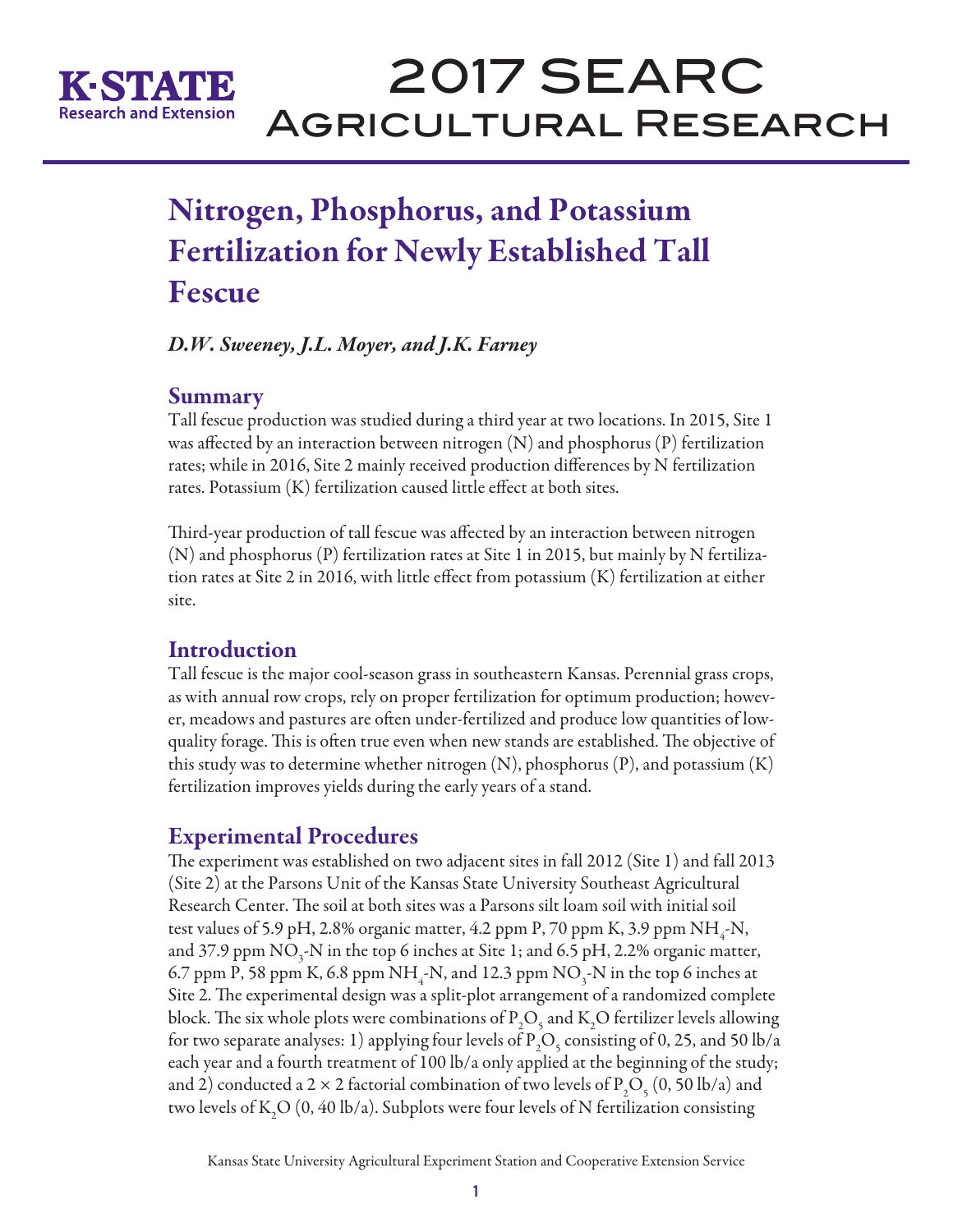# Nitrogen, Phosphorus, and Potassium Fertilization for Newly Established Tall Fescue

*D.W. Sweeney, J.L. Moyer, and J.K. Farney*

## Summary

Tall fescue production was studied during a third year at two locations. In 2015, Site 1 was affected by an interaction between nitrogen (N) and phosphorus (P) fertilization rates; while in 2016, Site 2 mainly received production differences by N fertilization rates. Potassium (K) fertilization caused little effect at both sites.

Third-year production of tall fescue was affected by an interaction between nitrogen (N) and phosphorus (P) fertilization rates at Site 1 in 2015, but mainly by N fertilization rates at Site 2 in 2016, with little effect from potassium (K) fertilization at either site.

## Introduction

Tall fescue is the major cool-season grass in southeastern Kansas. Perennial grass crops, as with annual row crops, rely on proper fertilization for optimum production; however, meadows and pastures are often under-fertilized and produce low quantities of low-quality forage. This is often true even when new stands are established. The objective of this study was to determine whether nitrogen (N), phosphorus (P), and potassium (K) fertilization improves yields during the early years of a stand.

## Experimental Procedures

The experiment was established on two adjacent sites in fall 2012 (Site 1) and fall 2013 (Site 2) at the Parsons Unit of the Kansas State University Southeast Agricultural Research Center. The soil at both sites was a Parsons silt loam soil with initial soil test values of 5.9 pH, 2.8% organic matter, 4.2 ppm P, 70 ppm K, 3.9 ppm $NH_4$-N, and 37.9 ppm $NO_3$-N in the top 6 inches at Site 1; and 6.5 pH, 2.2% organic matter, 6.7 ppm P, 58 ppm K, 6.8 ppm $NH_4$-N, and 12.3 ppm $NO_3$-N in the top 6 inches at Site 2. The experimental design was a split-plot arrangement of a randomized complete block. The six whole plots were combinations of $P_2O_5$ and $K_2O$ fertilizer levels allowing for two separate analyses: 1) applying four levels of $P_2O_5$ consisting of 0, 25, and 50 lb/a each year and a fourth treatment of 100 lb/a only applied at the beginning of the study; and 2) conducted a 2 × 2 factorial combination of two levels of $P_2O_5$ (0, 50 lb/a) and two levels of $K_2O$ (0, 40 lb/a). Subplots were four levels of N fertilization consisting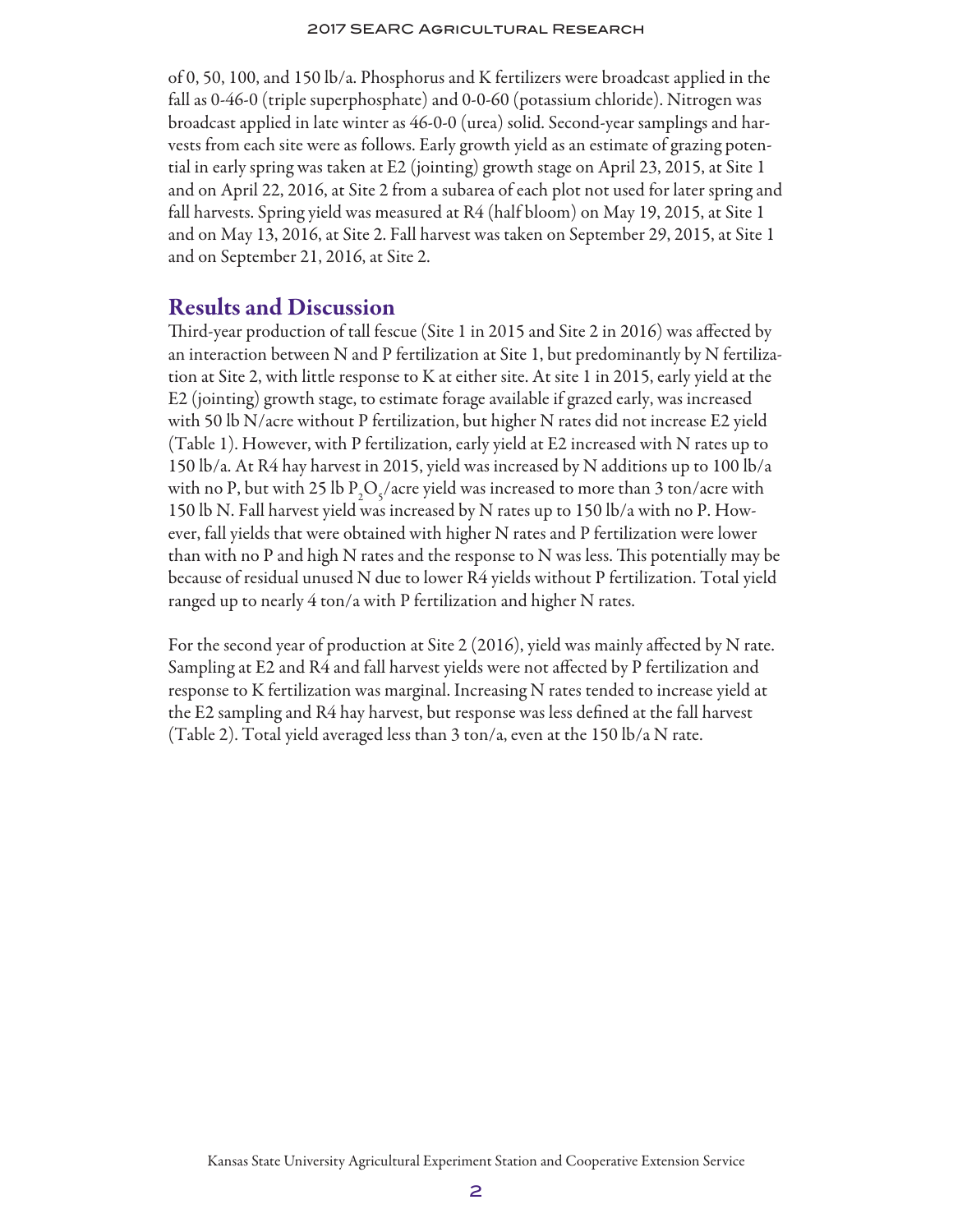of 0, 50, 100, and 150 lb/a. Phosphorus and K fertilizers were broadcast applied in the fall as 0-46-0 (triple superphosphate) and 0-0-60 (potassium chloride). Nitrogen was broadcast applied in late winter as 46-0-0 (urea) solid. Second-year samplings and harvests from each site were as follows. Early growth yield as an estimate of grazing potential in early spring was taken at E2 (jointing) growth stage on April 23, 2015, at Site 1 and on April 22, 2016, at Site 2 from a subarea of each plot not used for later spring and fall harvests. Spring yield was measured at R4 (half bloom) on May 19, 2015, at Site 1 and on May 13, 2016, at Site 2. Fall harvest was taken on September 29, 2015, at Site 1 and on September 21, 2016, at Site 2.

## Results and Discussion

Third-year production of tall fescue (Site 1 in 2015 and Site 2 in 2016) was affected by an interaction between N and P fertilization at Site 1, but predominantly by N fertilization at Site 2, with little response to K at either site. At site 1 in 2015, early yield at the E2 (jointing) growth stage, to estimate forage available if grazed early, was increased with 50 lb N/acre without P fertilization, but higher N rates did not increase E2 yield (Table 1). However, with P fertilization, early yield at E2 increased with N rates up to 150 lb/a. At R4 hay harvest in 2015, yield was increased by N additions up to 100 lb/a with no P, but with 25 lb $P_2O_5$/acre yield was increased to more than 3 ton/acre with 150 lb N. Fall harvest yield was increased by N rates up to 150 lb/a with no P. However, fall yields that were obtained with higher N rates and P fertilization were lower than with no P and high N rates and the response to N was less. This potentially may be because of residual unused N due to lower R4 yields without P fertilization. Total yield ranged up to nearly 4 ton/a with P fertilization and higher N rates.

For the second year of production at Site 2 (2016), yield was mainly affected by N rate. Sampling at E2 and R4 and fall harvest yields were not affected by P fertilization and response to K fertilization was marginal. Increasing N rates tended to increase yield at the E2 sampling and R4 hay harvest, but response was less defined at the fall harvest (Table 2). Total yield averaged less than 3 ton/a, even at the 150 lb/a N rate.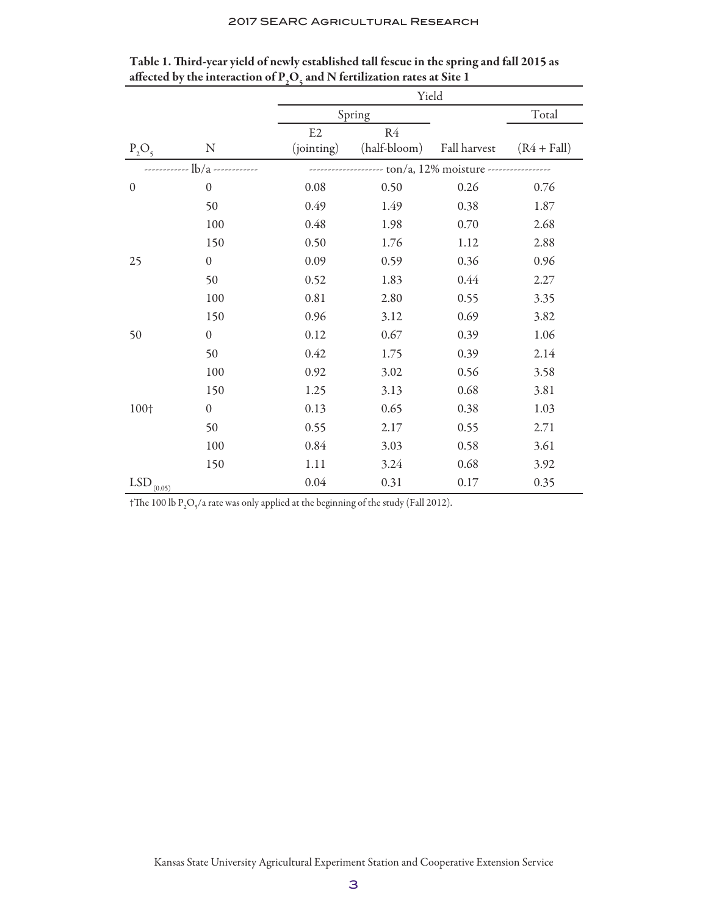Table 1. Third-year yield of newly established tall fescue in the spring and fall 2015 as affected by the interaction of $P_2O_5$ and N fertilization rates at Site 1

| | | Yield | | | |
|---|---|---|---|---|---|
| | | Spring | | | Total |
| $P_2O_5$ | N | E2 (jointing) | R4 (half-bloom) | Fall harvest | (R4 + Fall) |
| ------------ lb/a ------------ | | -------------------- ton/a, 12% moisture ----------------- | | | |
| 0 | 0 | 0.08 | 0.50 | 0.26 | 0.76 |
| | 50 | 0.49 | 1.49 | 0.38 | 1.87 |
| | 100 | 0.48 | 1.98 | 0.70 | 2.68 |
| | 150 | 0.50 | 1.76 | 1.12 | 2.88 |
| 25 | 0 | 0.09 | 0.59 | 0.36 | 0.96 |
| | 50 | 0.52 | 1.83 | 0.44 | 2.27 |
| | 100 | 0.81 | 2.80 | 0.55 | 3.35 |
| | 150 | 0.96 | 3.12 | 0.69 | 3.82 |
| 50 | 0 | 0.12 | 0.67 | 0.39 | 1.06 |
| | 50 | 0.42 | 1.75 | 0.39 | 2.14 |
| | 100 | 0.92 | 3.02 | 0.56 | 3.58 |
| | 150 | 1.25 | 3.13 | 0.68 | 3.81 |
| 100† | 0 | 0.13 | 0.65 | 0.38 | 1.03 |
| | 50 | 0.55 | 2.17 | 0.55 | 2.71 |
| | 100 | 0.84 | 3.03 | 0.58 | 3.61 |
| | 150 | 1.11 | 3.24 | 0.68 | 3.92 |
| $LSD_{(0.05)}$ | | 0.04 | 0.31 | 0.17 | 0.35 |

†The 100 lb $P_2O_5$/a rate was only applied at the beginning of the study (Fall 2012).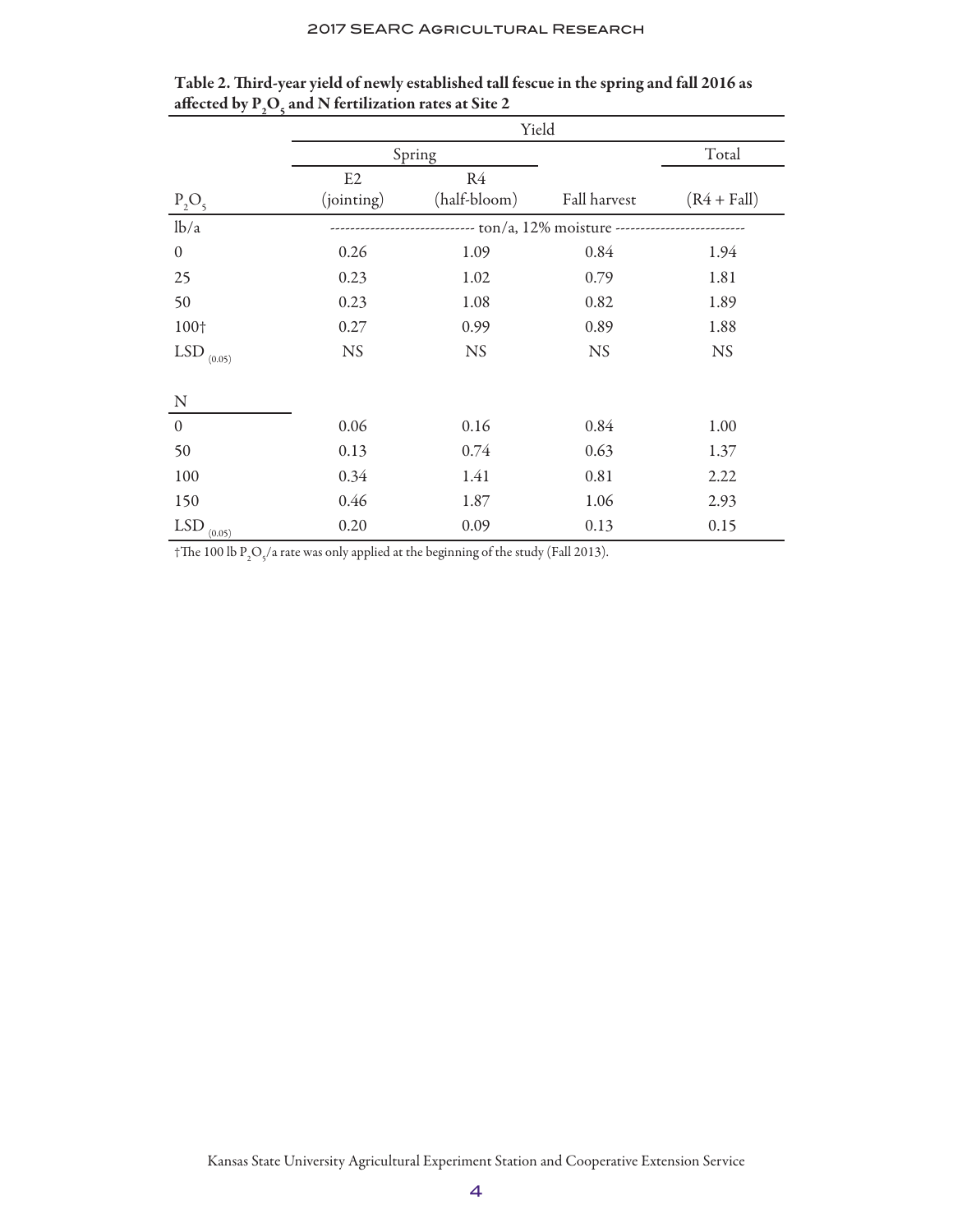**Table 2. Third-year yield of newly established tall fescue in the spring and fall 2016 as affected by $P_2O_5$ and N fertilization rates at Site 2**

| | Yield | | | |
|---|---|---|---|---|
| | Spring | | | Total |
| $P_2O_5$ | E2 (jointing) | R4 (half-bloom) | Fall harvest | (R4 + Fall) |
| lb/a | ton/a, 12% moisture | | | |
| 0 | 0.26 | 1.09 | 0.84 | 1.94 |
| 25 | 0.23 | 1.02 | 0.79 | 1.81 |
| 50 | 0.23 | 1.08 | 0.82 | 1.89 |
| 100† | 0.27 | 0.99 | 0.89 | 1.88 |
| $LSD_{(0.05)}$ | NS | NS | NS | NS |
| N | | | | |
| 0 | 0.06 | 0.16 | 0.84 | 1.00 |
| 50 | 0.13 | 0.74 | 0.63 | 1.37 |
| 100 | 0.34 | 1.41 | 0.81 | 2.22 |
| 150 | 0.46 | 1.87 | 1.06 | 2.93 |
| $LSD_{(0.05)}$ | 0.20 | 0.09 | 0.13 | 0.15 |

†The 100 lb $P_2O_5$/a rate was only applied at the beginning of the study (Fall 2013).